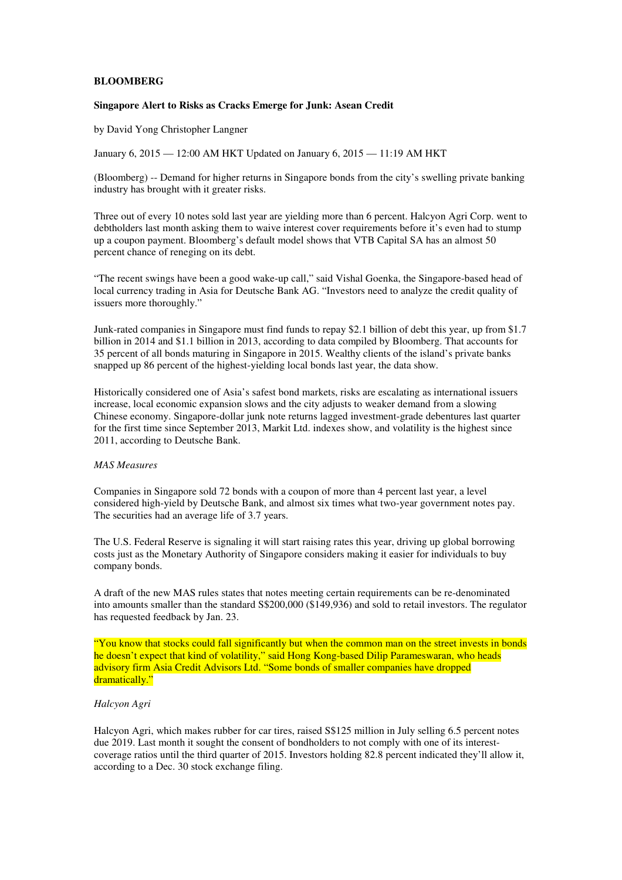**BLOOMBERG**

**Singapore Alert to Risks as Cracks Emerge for Junk: Asean Credit**

by David Yong Christopher Langner

January 6, 2015 — 12:00 AM HKT Updated on January 6, 2015 — 11:19 AM HKT

(Bloomberg) -- Demand for higher returns in Singapore bonds from the city's swelling private banking industry has brought with it greater risks.

Three out of every 10 notes sold last year are yielding more than 6 percent. Halcyon Agri Corp. went to debtholders last month asking them to waive interest cover requirements before it's even had to stump up a coupon payment. Bloomberg's default model shows that VTB Capital SA has an almost 50 percent chance of reneging on its debt.

"The recent swings have been a good wake-up call," said Vishal Goenka, the Singapore-based head of local currency trading in Asia for Deutsche Bank AG. "Investors need to analyze the credit quality of issuers more thoroughly."

Junk-rated companies in Singapore must find funds to repay $2.1 billion of debt this year, up from $1.7 billion in 2014 and $1.1 billion in 2013, according to data compiled by Bloomberg. That accounts for 35 percent of all bonds maturing in Singapore in 2015. Wealthy clients of the island's private banks snapped up 86 percent of the highest-yielding local bonds last year, the data show.

Historically considered one of Asia's safest bond markets, risks are escalating as international issuers increase, local economic expansion slows and the city adjusts to weaker demand from a slowing Chinese economy. Singapore-dollar junk note returns lagged investment-grade debentures last quarter for the first time since September 2013, Markit Ltd. indexes show, and volatility is the highest since 2011, according to Deutsche Bank.

*MAS Measures*

Companies in Singapore sold 72 bonds with a coupon of more than 4 percent last year, a level considered high-yield by Deutsche Bank, and almost six times what two-year government notes pay. The securities had an average life of 3.7 years.

The U.S. Federal Reserve is signaling it will start raising rates this year, driving up global borrowing costs just as the Monetary Authority of Singapore considers making it easier for individuals to buy company bonds.

A draft of the new MAS rules states that notes meeting certain requirements can be re-denominated into amounts smaller than the standard S$200,000 ($149,936) and sold to retail investors. The regulator has requested feedback by Jan. 23.

"You know that stocks could fall significantly but when the common man on the street invests in bonds he doesn't expect that kind of volatility," said Hong Kong-based Dilip Parameswaran, who heads advisory firm Asia Credit Advisors Ltd. "Some bonds of smaller companies have dropped dramatically."

*Halcyon Agri*

Halcyon Agri, which makes rubber for car tires, raised S$125 million in July selling 6.5 percent notes due 2019. Last month it sought the consent of bondholders to not comply with one of its interest-coverage ratios until the third quarter of 2015. Investors holding 82.8 percent indicated they'll allow it, according to a Dec. 30 stock exchange filing.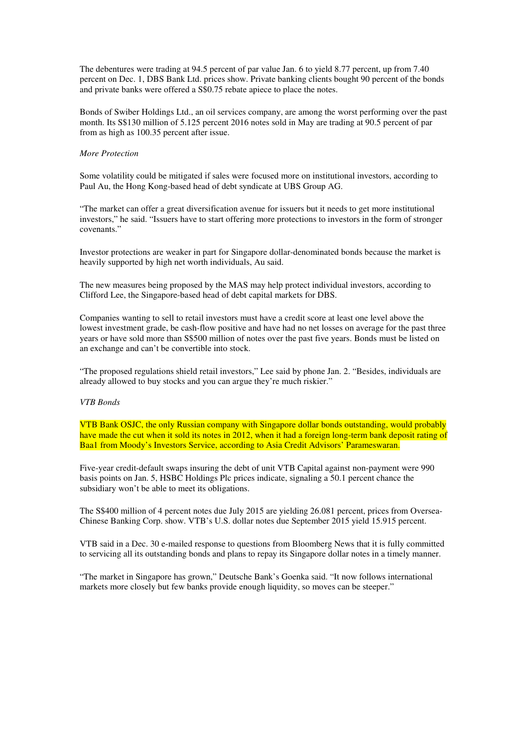The debentures were trading at 94.5 percent of par value Jan. 6 to yield 8.77 percent, up from 7.40 percent on Dec. 1, DBS Bank Ltd. prices show. Private banking clients bought 90 percent of the bonds and private banks were offered a S$0.75 rebate apiece to place the notes.

Bonds of Swiber Holdings Ltd., an oil services company, are among the worst performing over the past month. Its S$130 million of 5.125 percent 2016 notes sold in May are trading at 90.5 percent of par from as high as 100.35 percent after issue.

*More Protection*

Some volatility could be mitigated if sales were focused more on institutional investors, according to Paul Au, the Hong Kong-based head of debt syndicate at UBS Group AG.

"The market can offer a great diversification avenue for issuers but it needs to get more institutional investors," he said. "Issuers have to start offering more protections to investors in the form of stronger covenants."

Investor protections are weaker in part for Singapore dollar-denominated bonds because the market is heavily supported by high net worth individuals, Au said.

The new measures being proposed by the MAS may help protect individual investors, according to Clifford Lee, the Singapore-based head of debt capital markets for DBS.

Companies wanting to sell to retail investors must have a credit score at least one level above the lowest investment grade, be cash-flow positive and have had no net losses on average for the past three years or have sold more than S$500 million of notes over the past five years. Bonds must be listed on an exchange and can't be convertible into stock.

"The proposed regulations shield retail investors," Lee said by phone Jan. 2. "Besides, individuals are already allowed to buy stocks and you can argue they're much riskier."

*VTB Bonds*

VTB Bank OSJC, the only Russian company with Singapore dollar bonds outstanding, would probably have made the cut when it sold its notes in 2012, when it had a foreign long-term bank deposit rating of Baa1 from Moody's Investors Service, according to Asia Credit Advisors' Parameswaran.

Five-year credit-default swaps insuring the debt of unit VTB Capital against non-payment were 990 basis points on Jan. 5, HSBC Holdings Plc prices indicate, signaling a 50.1 percent chance the subsidiary won't be able to meet its obligations.

The S$400 million of 4 percent notes due July 2015 are yielding 26.081 percent, prices from Oversea-Chinese Banking Corp. show. VTB's U.S. dollar notes due September 2015 yield 15.915 percent.

VTB said in a Dec. 30 e-mailed response to questions from Bloomberg News that it is fully committed to servicing all its outstanding bonds and plans to repay its Singapore dollar notes in a timely manner.

"The market in Singapore has grown," Deutsche Bank's Goenka said. "It now follows international markets more closely but few banks provide enough liquidity, so moves can be steeper."